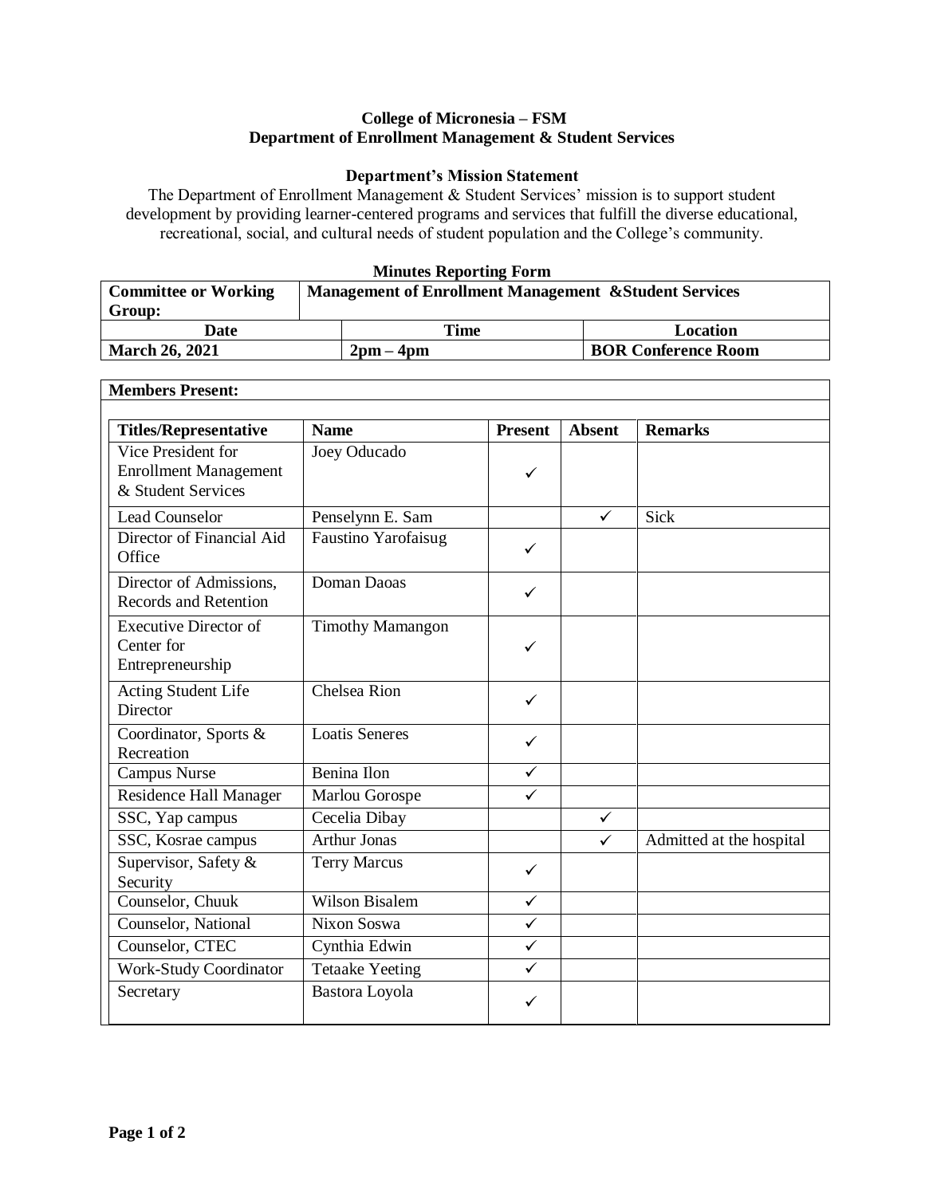**College of Micronesia – FSM**
**Department of Enrollment Management & Student Services**

**Department's Mission Statement**

The Department of Enrollment Management & Student Services' mission is to support student development by providing learner-centered programs and services that fulfill the diverse educational, recreational, social, and cultural needs of student population and the College's community.

**Minutes Reporting Form**

| **Committee or Working Group:** | **Management of Enrollment Management &Student Services** | |
|---|---|---|
| **Date** | **Time** | **Location** |
| **March 26, 2021** | **2pm – 4pm** | **BOR Conference Room** |

**Members Present:**

| Titles/Representative | Name | Present | Absent | Remarks |
|---|---|---|---|---|
| Vice President for Enrollment Management & Student Services | Joey Oducado | ✓ | | |
| Lead Counselor | Penselynn E. Sam | | ✓ | Sick |
| Director of Financial Aid Office | Faustino Yarofaisug | ✓ | | |
| Director of Admissions, Records and Retention | Doman Daoas | ✓ | | |
| Executive Director of Center for Entrepreneurship | Timothy Mamangon | ✓ | | |
| Acting Student Life Director | Chelsea Rion | ✓ | | |
| Coordinator, Sports & Recreation | Loatis Seneres | ✓ | | |
| Campus Nurse | Benina Ilon | ✓ | | |
| Residence Hall Manager | Marlou Gorospe | ✓ | | |
| SSC, Yap campus | Cecelia Dibay | | ✓ | |
| SSC, Kosrae campus | Arthur Jonas | | ✓ | Admitted at the hospital |
| Supervisor, Safety & Security | Terry Marcus | ✓ | | |
| Counselor, Chuuk | Wilson Bisalem | ✓ | | |
| Counselor, National | Nixon Soswa | ✓ | | |
| Counselor, CTEC | Cynthia Edwin | ✓ | | |
| Work-Study Coordinator | Tetaake Yeeting | ✓ | | |
| Secretary | Bastora Loyola | ✓ | | |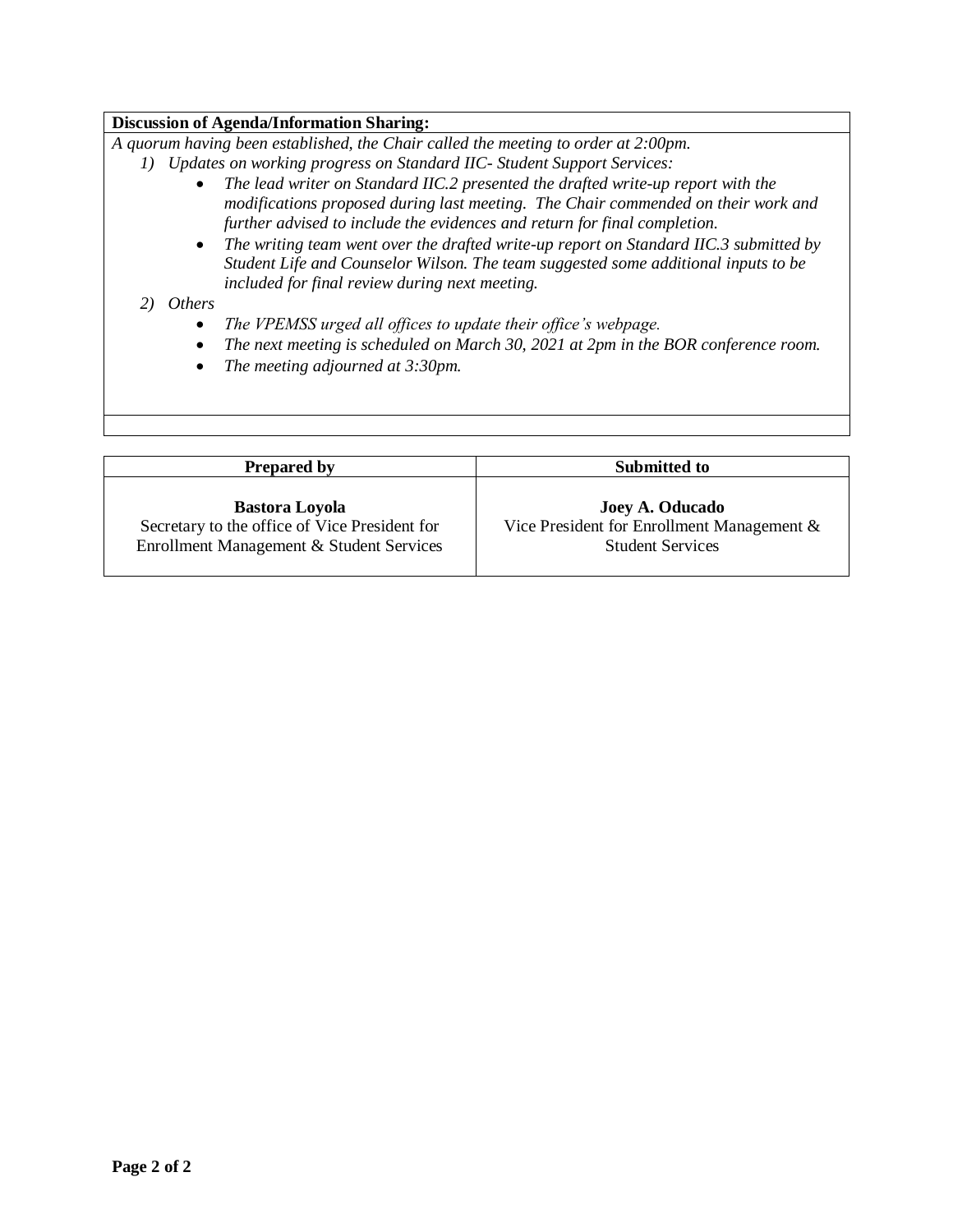**Discussion of Agenda/Information Sharing:**

*A quorum having been established, the Chair called the meeting to order at 2:00pm.*

1) *Updates on working progress on Standard IIC- Student Support Services:*
    - *The lead writer on Standard IIC.2 presented the drafted write-up report with the modifications proposed during last meeting. The Chair commended on their work and further advised to include the evidences and return for final completion.*
    - *The writing team went over the drafted write-up report on Standard IIC.3 submitted by Student Life and Counselor Wilson. The team suggested some additional inputs to be included for final review during next meeting.*
2) *Others*
    - *The VPEMSS urged all offices to update their office's webpage.*
    - *The next meeting is scheduled on March 30, 2021 at 2pm in the BOR conference room.*
    - *The meeting adjourned at 3:30pm.*

| Prepared by | Submitted to |
|---|---|
| **Bastora Loyola**<br>Secretary to the office of Vice President for Enrollment Management & Student Services | **Joey A. Oducado**<br>Vice President for Enrollment Management & Student Services |